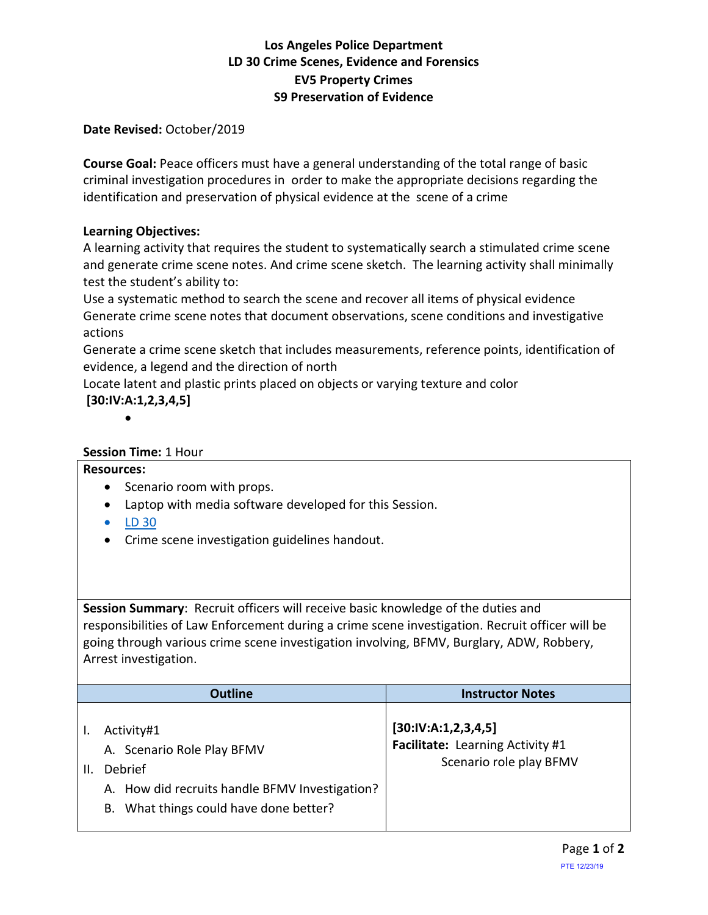# Los Angeles Police Department
## LD 30 Crime Scenes, Evidence and Forensics
### EV5 Property Crimes
### S9 Preservation of Evidence

**Date Revised:** October/2019

**Course Goal:** Peace officers must have a general understanding of the total range of basic criminal investigation procedures in order to make the appropriate decisions regarding the identification and preservation of physical evidence at the scene of a crime

**Learning Objectives:**

A learning activity that requires the student to systematically search a stimulated crime scene and generate crime scene notes. And crime scene sketch. The learning activity shall minimally test the student's ability to:

Use a systematic method to search the scene and recover all items of physical evidence

Generate crime scene notes that document observations, scene conditions and investigative actions

Generate a crime scene sketch that includes measurements, reference points, identification of evidence, a legend and the direction of north

Locate latent and plastic prints placed on objects or varying texture and color

**[30:IV:A:1,2,3,4,5]**

- 

**Session Time:** 1 Hour

**Resources:**

- Scenario room with props.
- Laptop with media software developed for this Session.
- LD 30
- Crime scene investigation guidelines handout.

**Session Summary**: Recruit officers will receive basic knowledge of the duties and responsibilities of Law Enforcement during a crime scene investigation. Recruit officer will be going through various crime scene investigation involving, BFMV, Burglary, ADW, Robbery, Arrest investigation.

| Outline | Instructor Notes |
|---|---|
| I. Activity#1<br>A. Scenario Role Play BFMV<br>II. Debrief<br>A. How did recruits handle BFMV Investigation?<br>B. What things could have done better? | **[30:IV:A:1,2,3,4,5]**<br>**Facilitate:** Learning Activity #1<br>Scenario role play BFMV |

PTE 12/23/19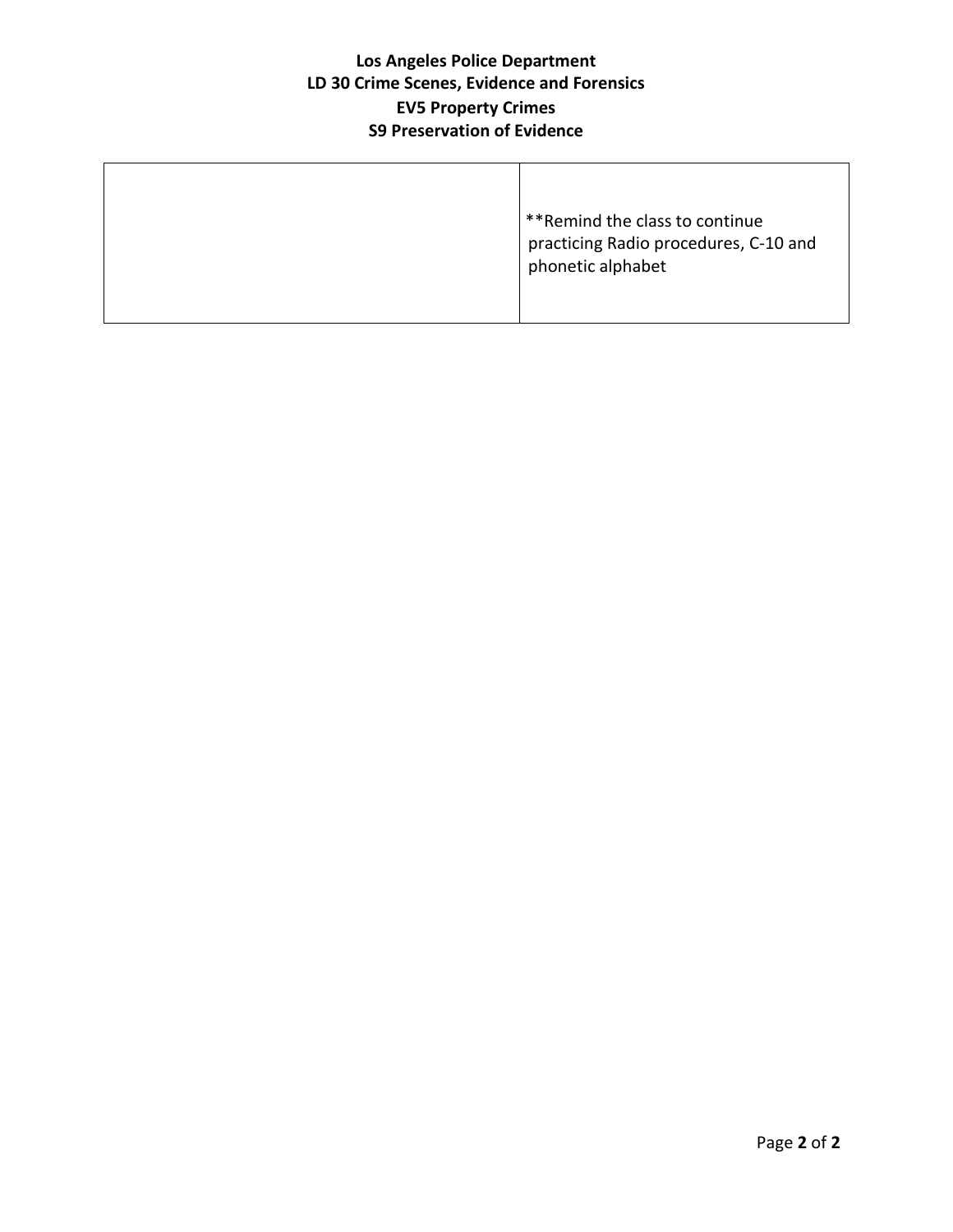| | |
|---|---|
| | **Remind the class to continue practicing Radio procedures, C-10 and phonetic alphabet |